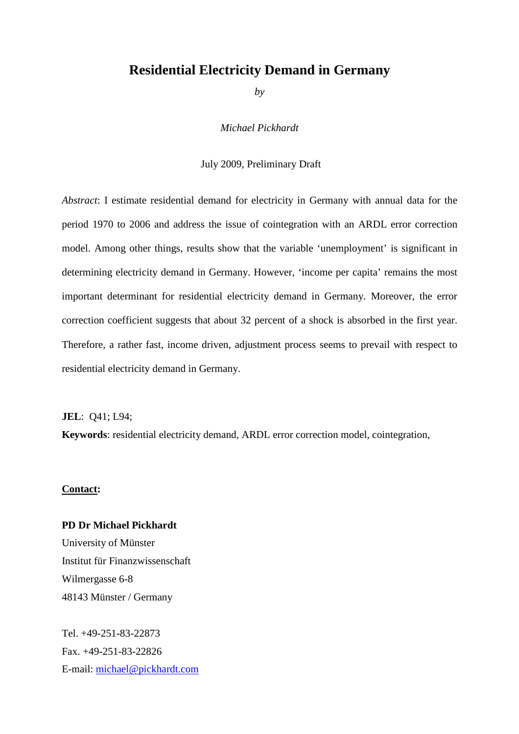# Residential Electricity Demand in Germany

*by*

*Michael Pickhardt*

July 2009, Preliminary Draft

*Abstract*: I estimate residential demand for electricity in Germany with annual data for the period 1970 to 2006 and address the issue of cointegration with an ARDL error correction model. Among other things, results show that the variable 'unemployment' is significant in determining electricity demand in Germany. However, 'income per capita' remains the most important determinant for residential electricity demand in Germany. Moreover, the error correction coefficient suggests that about 32 percent of a shock is absorbed in the first year. Therefore, a rather fast, income driven, adjustment process seems to prevail with respect to residential electricity demand in Germany.

**JEL**: Q41; L94;
**Keywords**: residential electricity demand, ARDL error correction model, cointegration,

**Contact:**

**PD Dr Michael Pickhardt**
University of Münster
Institut für Finanzwissenschaft
Wilmergasse 6-8
48143 Münster / Germany

Tel. +49-251-83-22873
Fax. +49-251-83-22826
E-mail: michael@pickhardt.com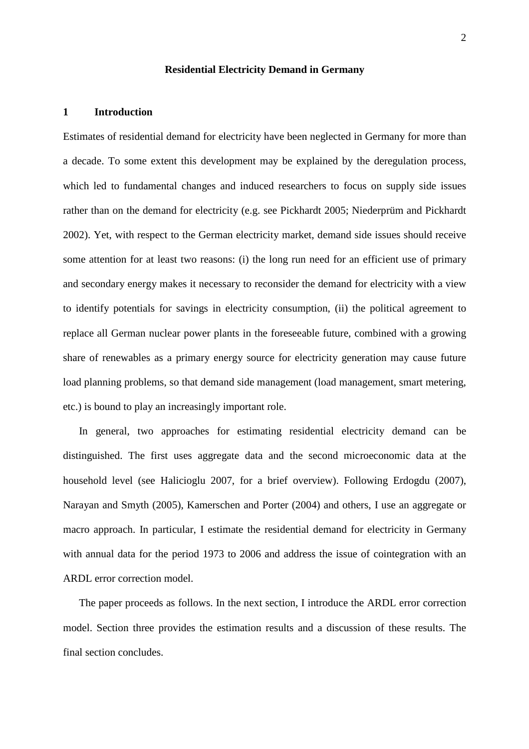# Residential Electricity Demand in Germany

## 1 Introduction

Estimates of residential demand for electricity have been neglected in Germany for more than a decade. To some extent this development may be explained by the deregulation process, which led to fundamental changes and induced researchers to focus on supply side issues rather than on the demand for electricity (e.g. see Pickhardt 2005; Niederprüm and Pickhardt 2002). Yet, with respect to the German electricity market, demand side issues should receive some attention for at least two reasons: (i) the long run need for an efficient use of primary and secondary energy makes it necessary to reconsider the demand for electricity with a view to identify potentials for savings in electricity consumption, (ii) the political agreement to replace all German nuclear power plants in the foreseeable future, combined with a growing share of renewables as a primary energy source for electricity generation may cause future load planning problems, so that demand side management (load management, smart metering, etc.) is bound to play an increasingly important role.

In general, two approaches for estimating residential electricity demand can be distinguished. The first uses aggregate data and the second microeconomic data at the household level (see Halicioglu 2007, for a brief overview). Following Erdogdu (2007), Narayan and Smyth (2005), Kamerschen and Porter (2004) and others, I use an aggregate or macro approach. In particular, I estimate the residential demand for electricity in Germany with annual data for the period 1973 to 2006 and address the issue of cointegration with an ARDL error correction model.

The paper proceeds as follows. In the next section, I introduce the ARDL error correction model. Section three provides the estimation results and a discussion of these results. The final section concludes.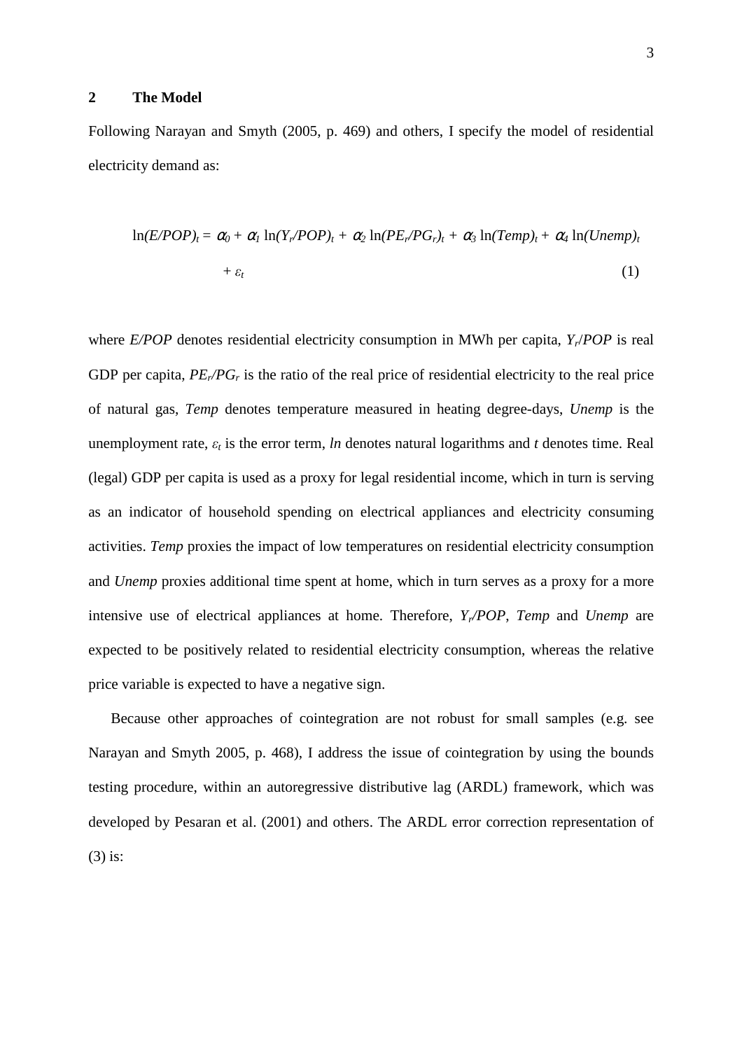## 2 The Model

Following Narayan and Smyth (2005, p. 469) and others, I specify the model of residential electricity demand as:

$$\ln(E/POP)_t = \alpha_0 + \alpha_1 \ln(Y_r/POP)_t + \alpha_2 \ln(PE_r/PG_r)_t + \alpha_3 \ln(Temp)_t + \alpha_4 \ln(Unemp)_t + \varepsilon_t \quad (1)$$

where $E/POP$ denotes residential electricity consumption in MWh per capita, $Y_r/POP$ is real GDP per capita, $PE_r/PG_r$ is the ratio of the real price of residential electricity to the real price of natural gas, $Temp$ denotes temperature measured in heating degree-days, $Unemp$ is the unemployment rate, $\varepsilon_t$ is the error term, $ln$ denotes natural logarithms and $t$ denotes time. Real (legal) GDP per capita is used as a proxy for legal residential income, which in turn is serving as an indicator of household spending on electrical appliances and electricity consuming activities. $Temp$ proxies the impact of low temperatures on residential electricity consumption and $Unemp$ proxies additional time spent at home, which in turn serves as a proxy for a more intensive use of electrical appliances at home. Therefore, $Y_r/POP$, $Temp$ and $Unemp$ are expected to be positively related to residential electricity consumption, whereas the relative price variable is expected to have a negative sign.

Because other approaches of cointegration are not robust for small samples (e.g. see Narayan and Smyth 2005, p. 468), I address the issue of cointegration by using the bounds testing procedure, within an autoregressive distributive lag (ARDL) framework, which was developed by Pesaran et al. (2001) and others. The ARDL error correction representation of (3) is: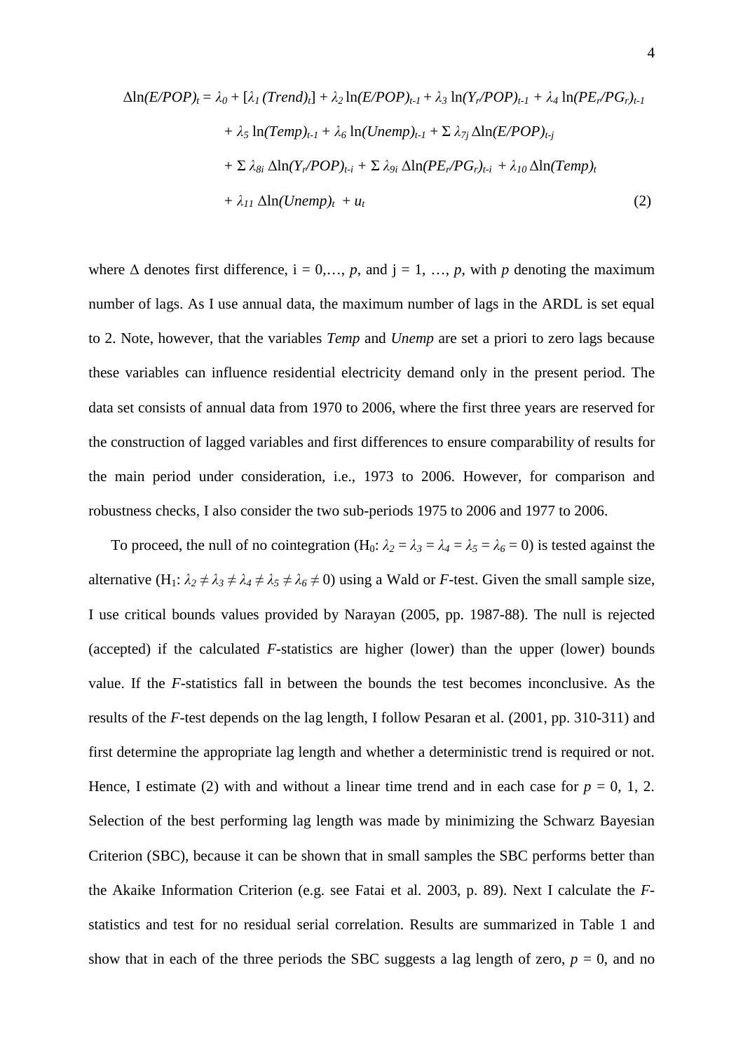$$
\begin{aligned}
\Delta\ln(E/POP)_t = \lambda_0 &+ [\lambda_1 (Trend)_t] + \lambda_2 \ln(E/POP)_{t-1} + \lambda_3 \ln(Y_r/POP)_{t-1} + \lambda_4 \ln(PE_r/PG_r)_{t-1} \\
&+ \lambda_5 \ln(Temp)_{t-1} + \lambda_6 \ln(Unemp)_{t-1} + \Sigma\, \lambda_{7j}\, \Delta\ln(E/POP)_{t-j} \\
&+ \Sigma\, \lambda_{8i}\, \Delta\ln(Y_r/POP)_{t-i} + \Sigma\, \lambda_{9i}\, \Delta\ln(PE_r/PG_r)_{t-i} + \lambda_{10}\, \Delta\ln(Temp)_t \\
&+ \lambda_{11}\, \Delta\ln(Unemp)_t + u_t \qquad (2)
\end{aligned}
$$

where $\Delta$ denotes first difference, $i = 0,\ldots, p$, and $j = 1, \ldots, p$, with $p$ denoting the maximum number of lags. As I use annual data, the maximum number of lags in the ARDL is set equal to 2. Note, however, that the variables *Temp* and *Unemp* are set a priori to zero lags because these variables can influence residential electricity demand only in the present period. The data set consists of annual data from 1970 to 2006, where the first three years are reserved for the construction of lagged variables and first differences to ensure comparability of results for the main period under consideration, i.e., 1973 to 2006. However, for comparison and robustness checks, I also consider the two sub-periods 1975 to 2006 and 1977 to 2006.

To proceed, the null of no cointegration ($H_0$: $\lambda_2 = \lambda_3 = \lambda_4 = \lambda_5 = \lambda_6 = 0$) is tested against the alternative ($H_1$: $\lambda_2 \neq \lambda_3 \neq \lambda_4 \neq \lambda_5 \neq \lambda_6 \neq 0$) using a Wald or $F$-test. Given the small sample size, I use critical bounds values provided by Narayan (2005, pp. 1987-88). The null is rejected (accepted) if the calculated $F$-statistics are higher (lower) than the upper (lower) bounds value. If the $F$-statistics fall in between the bounds the test becomes inconclusive. As the results of the $F$-test depends on the lag length, I follow Pesaran et al. (2001, pp. 310-311) and first determine the appropriate lag length and whether a deterministic trend is required or not. Hence, I estimate (2) with and without a linear time trend and in each case for $p = 0, 1, 2$. Selection of the best performing lag length was made by minimizing the Schwarz Bayesian Criterion (SBC), because it can be shown that in small samples the SBC performs better than the Akaike Information Criterion (e.g. see Fatai et al. 2003, p. 89). Next I calculate the $F$-statistics and test for no residual serial correlation. Results are summarized in Table 1 and show that in each of the three periods the SBC suggests a lag length of zero, $p = 0$, and no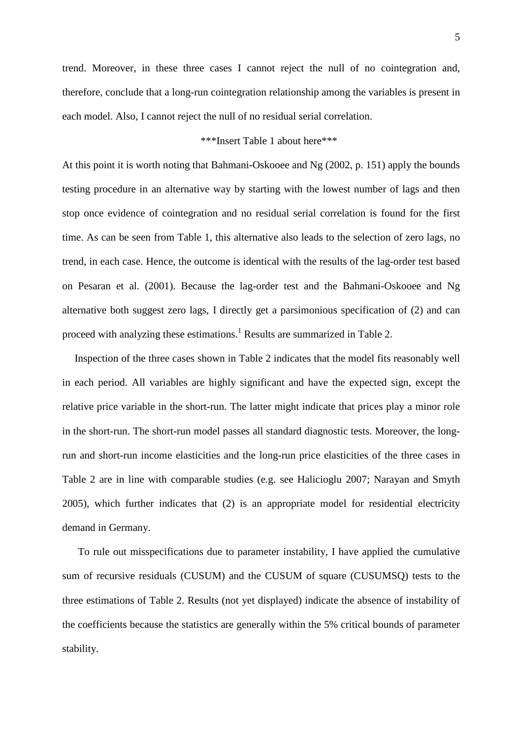trend. Moreover, in these three cases I cannot reject the null of no cointegration and, therefore, conclude that a long-run cointegration relationship among the variables is present in each model. Also, I cannot reject the null of no residual serial correlation.

***Insert Table 1 about here***

At this point it is worth noting that Bahmani-Oskooee and Ng (2002, p. 151) apply the bounds testing procedure in an alternative way by starting with the lowest number of lags and then stop once evidence of cointegration and no residual serial correlation is found for the first time. As can be seen from Table 1, this alternative also leads to the selection of zero lags, no trend, in each case. Hence, the outcome is identical with the results of the lag-order test based on Pesaran et al. (2001). Because the lag-order test and the Bahmani-Oskooee and Ng alternative both suggest zero lags, I directly get a parsimonious specification of (2) and can proceed with analyzing these estimations.[1] Results are summarized in Table 2.

Inspection of the three cases shown in Table 2 indicates that the model fits reasonably well in each period. All variables are highly significant and have the expected sign, except the relative price variable in the short-run. The latter might indicate that prices play a minor role in the short-run. The short-run model passes all standard diagnostic tests. Moreover, the long-run and short-run income elasticities and the long-run price elasticities of the three cases in Table 2 are in line with comparable studies (e.g. see Halicioglu 2007; Narayan and Smyth 2005), which further indicates that (2) is an appropriate model for residential electricity demand in Germany.

To rule out misspecifications due to parameter instability, I have applied the cumulative sum of recursive residuals (CUSUM) and the CUSUM of square (CUSUMSQ) tests to the three estimations of Table 2. Results (not yet displayed) indicate the absence of instability of the coefficients because the statistics are generally within the 5% critical bounds of parameter stability.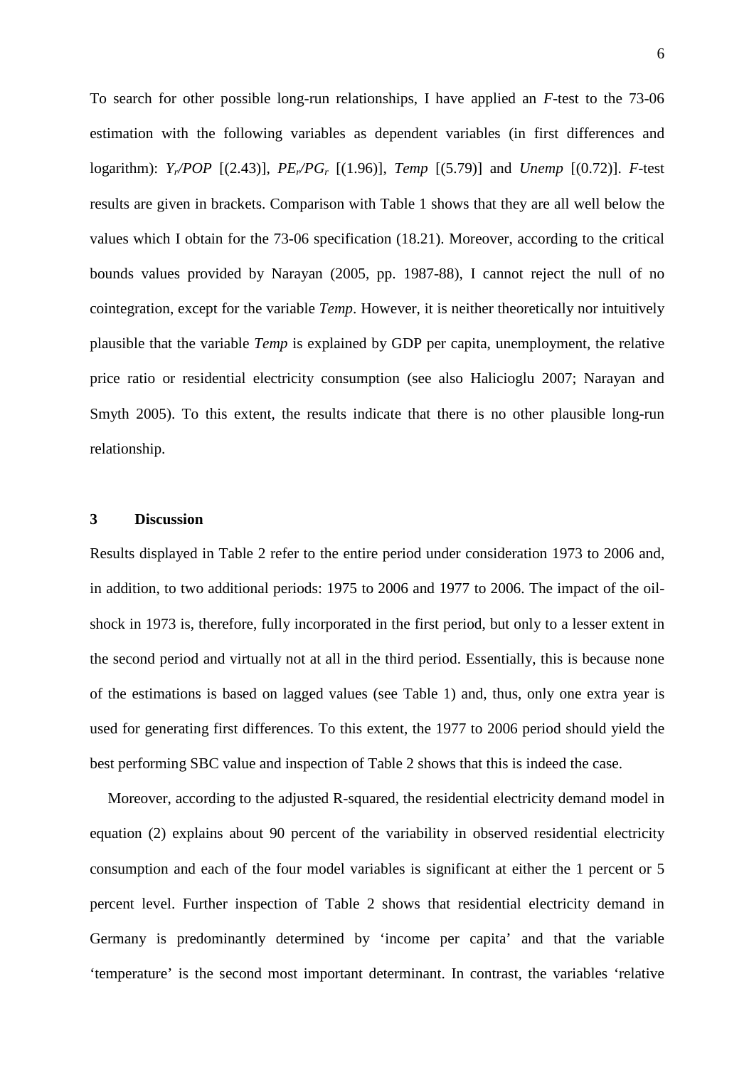To search for other possible long-run relationships, I have applied an *F*-test to the 73-06 estimation with the following variables as dependent variables (in first differences and logarithm): $Y_r/POP$ [(2.43)], $PE_r/PG_r$ [(1.96)], *Temp* [(5.79)] and *Unemp* [(0.72)]. *F*-test results are given in brackets. Comparison with Table 1 shows that they are all well below the values which I obtain for the 73-06 specification (18.21). Moreover, according to the critical bounds values provided by Narayan (2005, pp. 1987-88), I cannot reject the null of no cointegration, except for the variable *Temp*. However, it is neither theoretically nor intuitively plausible that the variable *Temp* is explained by GDP per capita, unemployment, the relative price ratio or residential electricity consumption (see also Halicioglu 2007; Narayan and Smyth 2005). To this extent, the results indicate that there is no other plausible long-run relationship.

## 3 Discussion

Results displayed in Table 2 refer to the entire period under consideration 1973 to 2006 and, in addition, to two additional periods: 1975 to 2006 and 1977 to 2006. The impact of the oil-shock in 1973 is, therefore, fully incorporated in the first period, but only to a lesser extent in the second period and virtually not at all in the third period. Essentially, this is because none of the estimations is based on lagged values (see Table 1) and, thus, only one extra year is used for generating first differences. To this extent, the 1977 to 2006 period should yield the best performing SBC value and inspection of Table 2 shows that this is indeed the case.

Moreover, according to the adjusted R-squared, the residential electricity demand model in equation (2) explains about 90 percent of the variability in observed residential electricity consumption and each of the four model variables is significant at either the 1 percent or 5 percent level. Further inspection of Table 2 shows that residential electricity demand in Germany is predominantly determined by 'income per capita' and that the variable 'temperature' is the second most important determinant. In contrast, the variables 'relative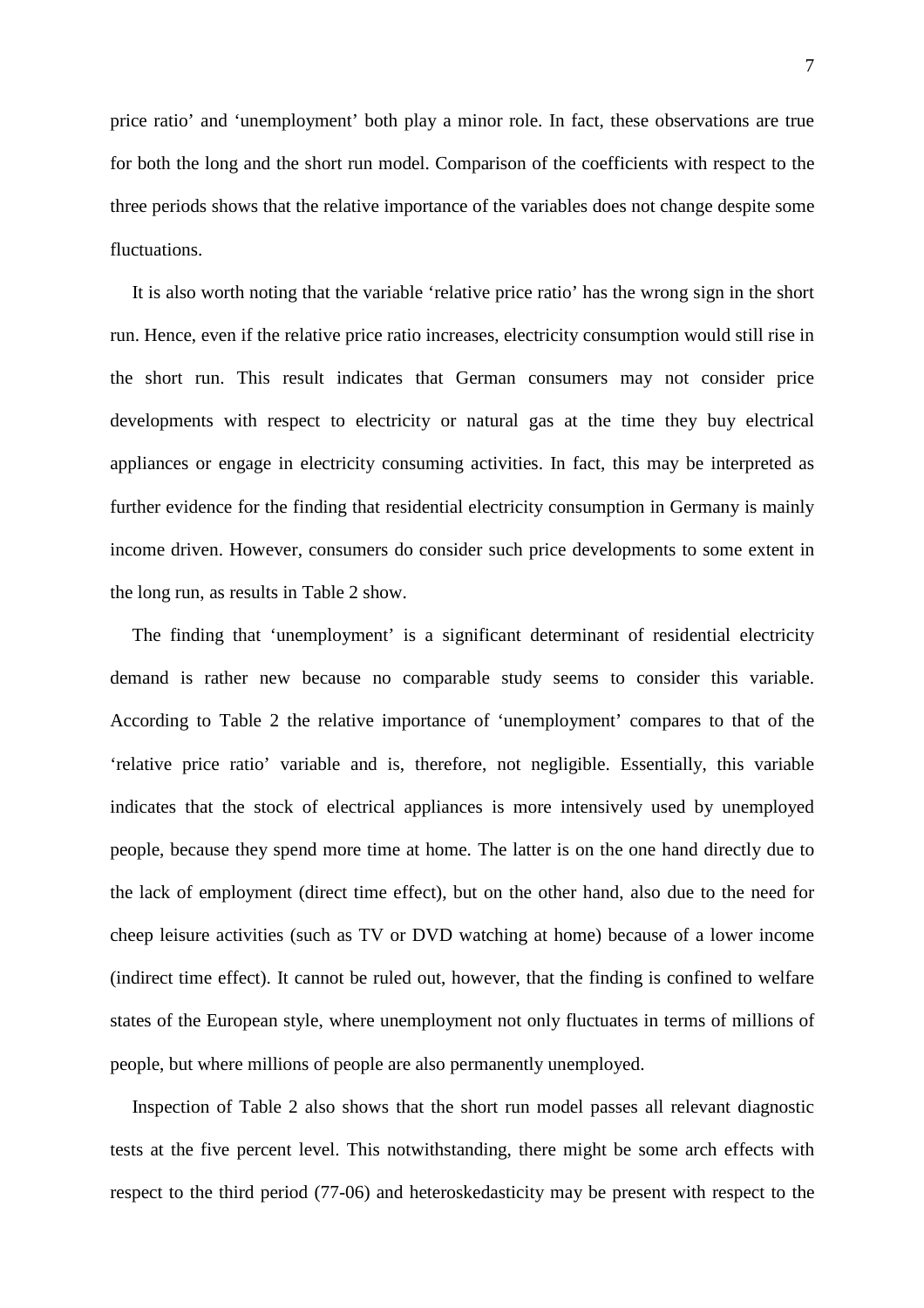price ratio' and 'unemployment' both play a minor role. In fact, these observations are true for both the long and the short run model. Comparison of the coefficients with respect to the three periods shows that the relative importance of the variables does not change despite some fluctuations.

It is also worth noting that the variable 'relative price ratio' has the wrong sign in the short run. Hence, even if the relative price ratio increases, electricity consumption would still rise in the short run. This result indicates that German consumers may not consider price developments with respect to electricity or natural gas at the time they buy electrical appliances or engage in electricity consuming activities. In fact, this may be interpreted as further evidence for the finding that residential electricity consumption in Germany is mainly income driven. However, consumers do consider such price developments to some extent in the long run, as results in Table 2 show.

The finding that 'unemployment' is a significant determinant of residential electricity demand is rather new because no comparable study seems to consider this variable. According to Table 2 the relative importance of 'unemployment' compares to that of the 'relative price ratio' variable and is, therefore, not negligible. Essentially, this variable indicates that the stock of electrical appliances is more intensively used by unemployed people, because they spend more time at home. The latter is on the one hand directly due to the lack of employment (direct time effect), but on the other hand, also due to the need for cheep leisure activities (such as TV or DVD watching at home) because of a lower income (indirect time effect). It cannot be ruled out, however, that the finding is confined to welfare states of the European style, where unemployment not only fluctuates in terms of millions of people, but where millions of people are also permanently unemployed.

Inspection of Table 2 also shows that the short run model passes all relevant diagnostic tests at the five percent level. This notwithstanding, there might be some arch effects with respect to the third period (77-06) and heteroskedasticity may be present with respect to the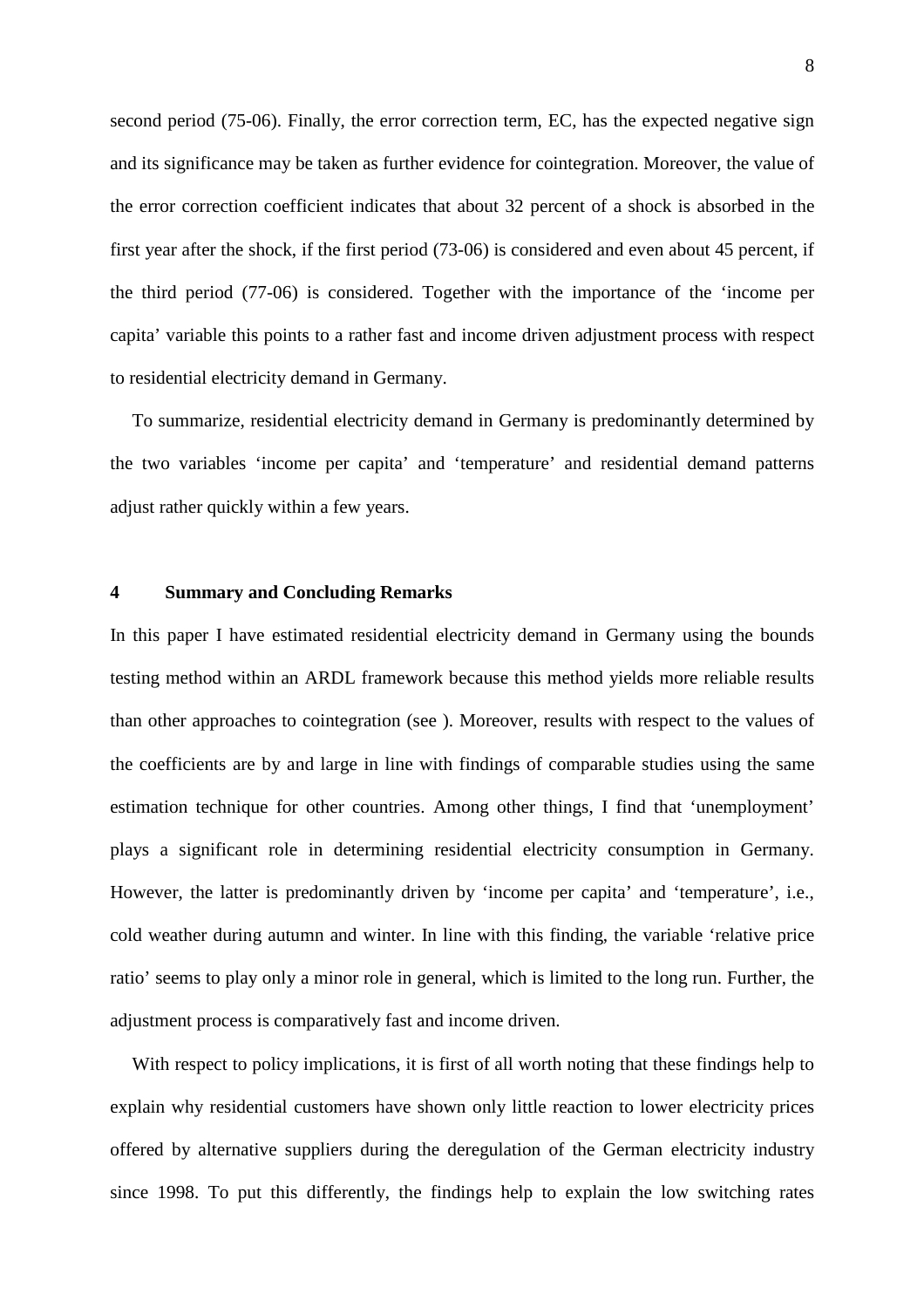second period (75-06). Finally, the error correction term, EC, has the expected negative sign and its significance may be taken as further evidence for cointegration. Moreover, the value of the error correction coefficient indicates that about 32 percent of a shock is absorbed in the first year after the shock, if the first period (73-06) is considered and even about 45 percent, if the third period (77-06) is considered. Together with the importance of the 'income per capita' variable this points to a rather fast and income driven adjustment process with respect to residential electricity demand in Germany.

To summarize, residential electricity demand in Germany is predominantly determined by the two variables 'income per capita' and 'temperature' and residential demand patterns adjust rather quickly within a few years.

## 4 Summary and Concluding Remarks

In this paper I have estimated residential electricity demand in Germany using the bounds testing method within an ARDL framework because this method yields more reliable results than other approaches to cointegration (see ). Moreover, results with respect to the values of the coefficients are by and large in line with findings of comparable studies using the same estimation technique for other countries. Among other things, I find that 'unemployment' plays a significant role in determining residential electricity consumption in Germany. However, the latter is predominantly driven by 'income per capita' and 'temperature', i.e., cold weather during autumn and winter. In line with this finding, the variable 'relative price ratio' seems to play only a minor role in general, which is limited to the long run. Further, the adjustment process is comparatively fast and income driven.

With respect to policy implications, it is first of all worth noting that these findings help to explain why residential customers have shown only little reaction to lower electricity prices offered by alternative suppliers during the deregulation of the German electricity industry since 1998. To put this differently, the findings help to explain the low switching rates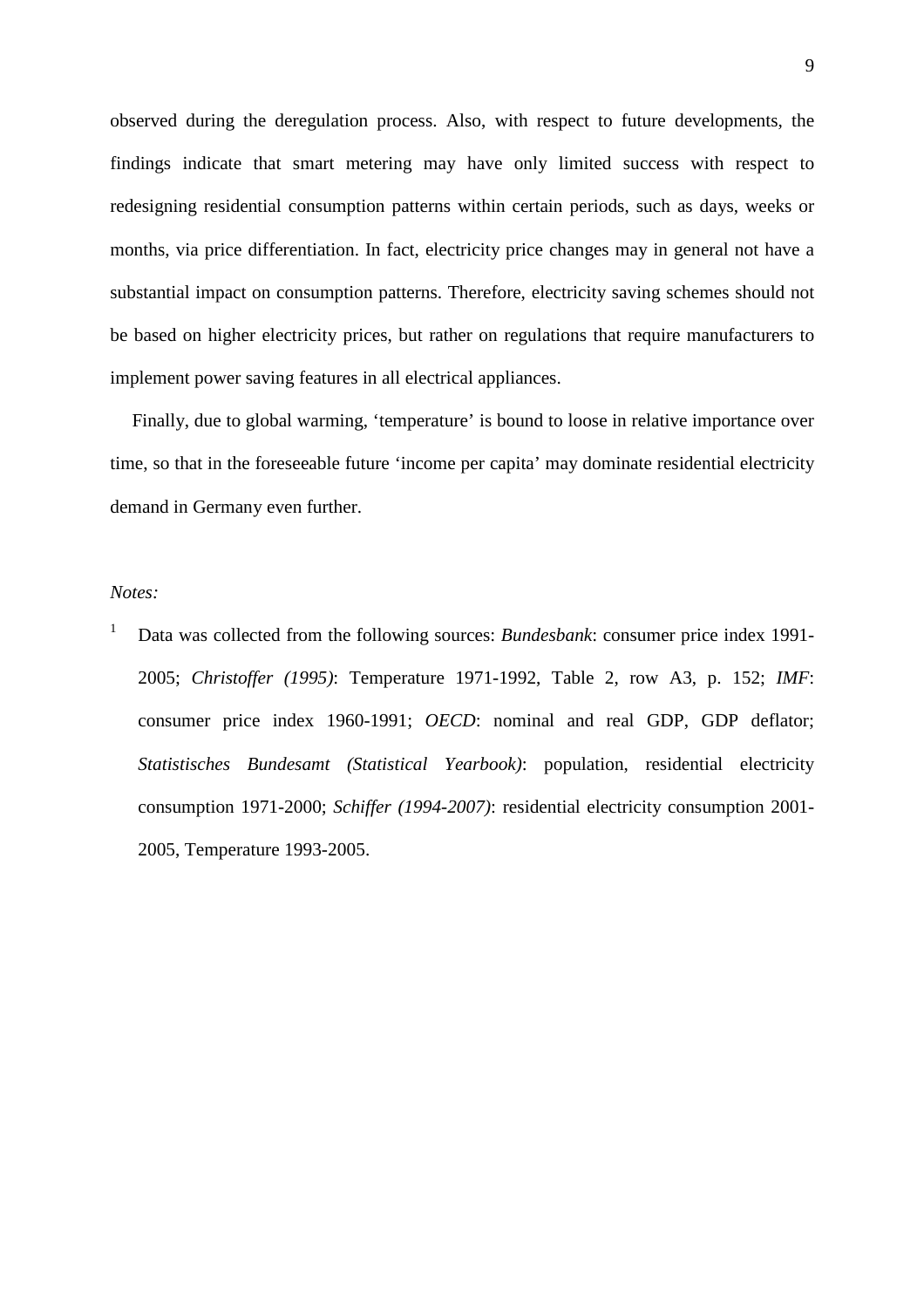observed during the deregulation process. Also, with respect to future developments, the findings indicate that smart metering may have only limited success with respect to redesigning residential consumption patterns within certain periods, such as days, weeks or months, via price differentiation. In fact, electricity price changes may in general not have a substantial impact on consumption patterns. Therefore, electricity saving schemes should not be based on higher electricity prices, but rather on regulations that require manufacturers to implement power saving features in all electrical appliances.

Finally, due to global warming, 'temperature' is bound to loose in relative importance over time, so that in the foreseeable future 'income per capita' may dominate residential electricity demand in Germany even further.

*Notes:*

[1] Data was collected from the following sources: *Bundesbank*: consumer price index 1991-2005; *Christoffer (1995)*: Temperature 1971-1992, Table 2, row A3, p. 152; *IMF*: consumer price index 1960-1991; *OECD*: nominal and real GDP, GDP deflator; *Statistisches Bundesamt (Statistical Yearbook)*: population, residential electricity consumption 1971-2000; *Schiffer (1994-2007)*: residential electricity consumption 2001-2005, Temperature 1993-2005.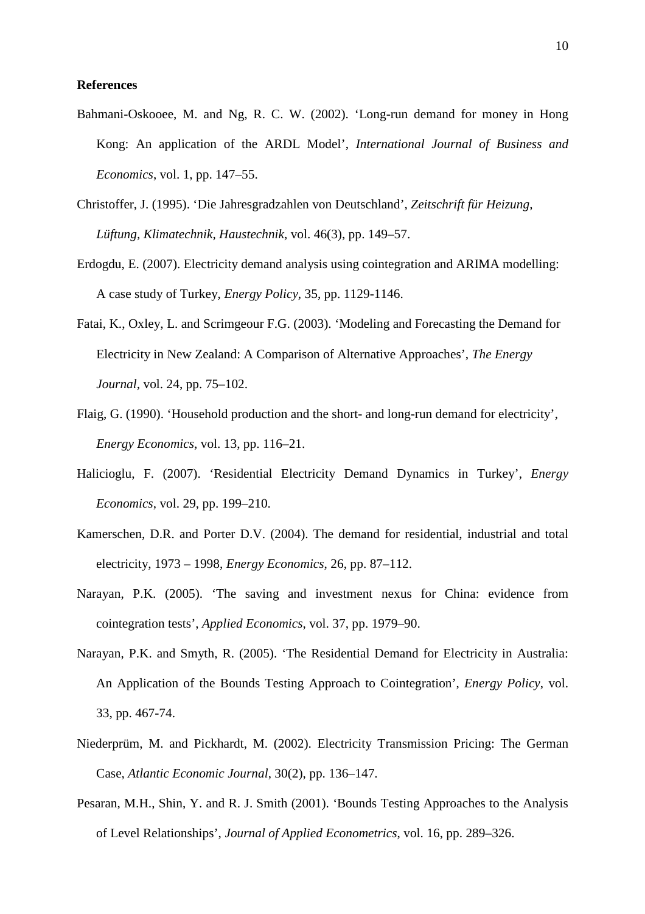**References**

Bahmani-Oskooee, M. and Ng, R. C. W. (2002). 'Long-run demand for money in Hong Kong: An application of the ARDL Model', *International Journal of Business and Economics*, vol. 1, pp. 147–55.

Christoffer, J. (1995). 'Die Jahresgradzahlen von Deutschland', *Zeitschrift für Heizung, Lüftung, Klimatechnik, Haustechnik*, vol. 46(3), pp. 149–57.

Erdogdu, E. (2007). Electricity demand analysis using cointegration and ARIMA modelling: A case study of Turkey, *Energy Policy*, 35, pp. 1129-1146.

Fatai, K., Oxley, L. and Scrimgeour F.G. (2003). 'Modeling and Forecasting the Demand for Electricity in New Zealand: A Comparison of Alternative Approaches', *The Energy Journal*, vol. 24, pp. 75–102.

Flaig, G. (1990). 'Household production and the short- and long-run demand for electricity', *Energy Economics*, vol. 13, pp. 116–21.

Halicioglu, F. (2007). 'Residential Electricity Demand Dynamics in Turkey', *Energy Economics*, vol. 29, pp. 199–210.

Kamerschen, D.R. and Porter D.V. (2004). The demand for residential, industrial and total electricity, 1973 – 1998, *Energy Economics*, 26, pp. 87–112.

Narayan, P.K. (2005). 'The saving and investment nexus for China: evidence from cointegration tests', *Applied Economics*, vol. 37, pp. 1979–90.

Narayan, P.K. and Smyth, R. (2005). 'The Residential Demand for Electricity in Australia: An Application of the Bounds Testing Approach to Cointegration', *Energy Policy*, vol. 33, pp. 467-74.

Niederprüm, M. and Pickhardt, M. (2002). Electricity Transmission Pricing: The German Case, *Atlantic Economic Journal*, 30(2), pp. 136–147.

Pesaran, M.H., Shin, Y. and R. J. Smith (2001). 'Bounds Testing Approaches to the Analysis of Level Relationships', *Journal of Applied Econometrics*, vol. 16, pp. 289–326.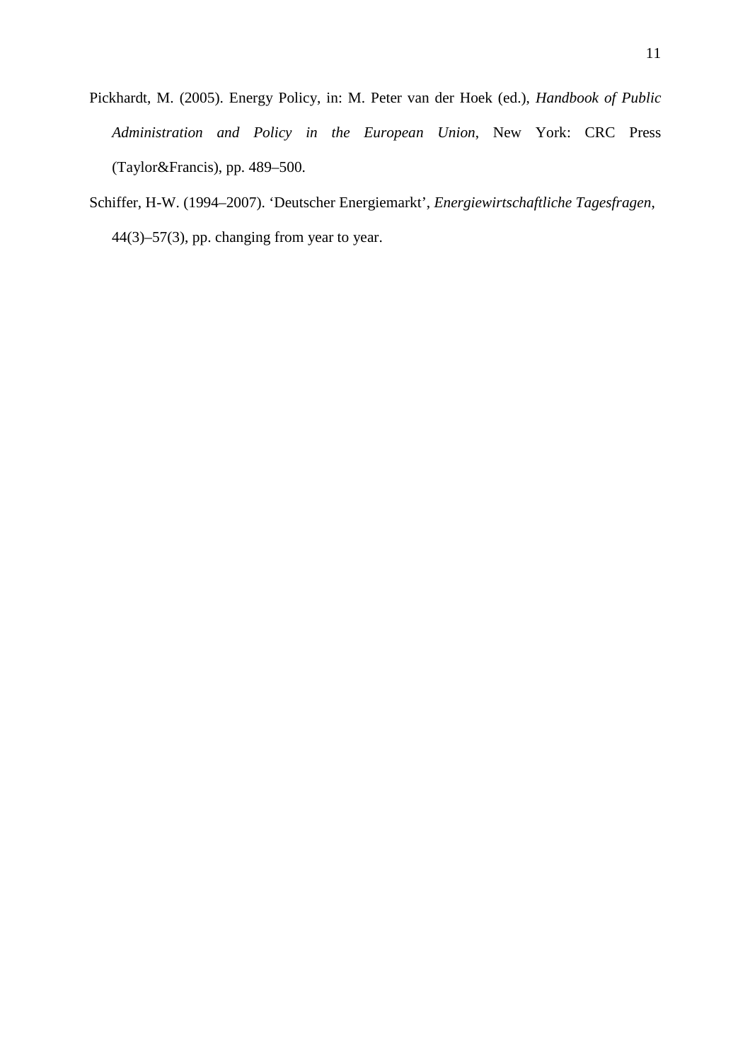Pickhardt, M. (2005). Energy Policy, in: M. Peter van der Hoek (ed.), *Handbook of Public Administration and Policy in the European Union*, New York: CRC Press (Taylor&Francis), pp. 489–500.

Schiffer, H-W. (1994–2007). 'Deutscher Energiemarkt', *Energiewirtschaftliche Tagesfragen*, 44(3)–57(3), pp. changing from year to year.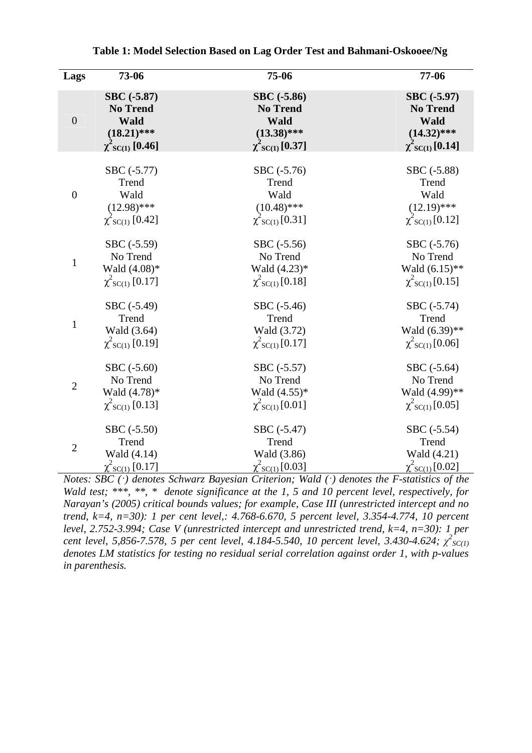**Table 1: Model Selection Based on Lag Order Test and Bahmani-Oskooee/Ng**

| Lags | 73-06 | 75-06 | 77-06 |
|---|---|---|---|
| 0 | **SBC (-5.87)**<br>**No Trend**<br>**Wald (18.21)*****<br>**$\chi^2_{SC(1)}$ [0.46]** | **SBC (-5.86)**<br>**No Trend**<br>**Wald (13.38)*****<br>**$\chi^2_{SC(1)}$ [0.37]** | **SBC (-5.97)**<br>**No Trend**<br>**Wald (14.32)*****<br>**$\chi^2_{SC(1)}$ [0.14]** |
| 0 | SBC (-5.77)<br>Trend<br>Wald (12.98)***<br>$\chi^2_{SC(1)}$ [0.42] | SBC (-5.76)<br>Trend<br>Wald (10.48)***<br>$\chi^2_{SC(1)}$ [0.31] | SBC (-5.88)<br>Trend<br>Wald (12.19)***<br>$\chi^2_{SC(1)}$ [0.12] |
| 1 | SBC (-5.59)<br>No Trend<br>Wald (4.08)*<br>$\chi^2_{SC(1)}$ [0.17] | SBC (-5.56)<br>No Trend<br>Wald (4.23)*<br>$\chi^2_{SC(1)}$ [0.18] | SBC (-5.76)<br>No Trend<br>Wald (6.15)**<br>$\chi^2_{SC(1)}$ [0.15] |
| 1 | SBC (-5.49)<br>Trend<br>Wald (3.64)<br>$\chi^2_{SC(1)}$ [0.19] | SBC (-5.46)<br>Trend<br>Wald (3.72)<br>$\chi^2_{SC(1)}$ [0.17] | SBC (-5.74)<br>Trend<br>Wald (6.39)**<br>$\chi^2_{SC(1)}$ [0.06] |
| 2 | SBC (-5.60)<br>No Trend<br>Wald (4.78)*<br>$\chi^2_{SC(1)}$ [0.13] | SBC (-5.57)<br>No Trend<br>Wald (4.55)*<br>$\chi^2_{SC(1)}$ [0.01] | SBC (-5.64)<br>No Trend<br>Wald (4.99)**<br>$\chi^2_{SC(1)}$ [0.05] |
| 2 | SBC (-5.50)<br>Trend<br>Wald (4.14)<br>$\chi^2_{SC(1)}$ [0.17] | SBC (-5.47)<br>Trend<br>Wald (3.86)<br>$\chi^2_{SC(1)}$ [0.03] | SBC (-5.54)<br>Trend<br>Wald (4.21)<br>$\chi^2_{SC(1)}$ [0.02] |

*Notes: SBC (·) denotes Schwarz Bayesian Criterion; Wald (·) denotes the F-statistics of the Wald test; ***, **, \* denote significance at the 1, 5 and 10 percent level, respectively, for Narayan's (2005) critical bounds values; for example, Case III (unrestricted intercept and no trend, k=4, n=30): 1 per cent level,: 4.768-6.670, 5 percent level, 3.354-4.774, 10 percent level, 2.752-3.994; Case V (unrestricted intercept and unrestricted trend, k=4, n=30): 1 per cent level, 5,856-7.578, 5 per cent level, 4.184-5.540, 10 percent level, 3.430-4.624; $\chi^2_{SC(1)}$ denotes LM statistics for testing no residual serial correlation against order 1, with p-values in parenthesis.*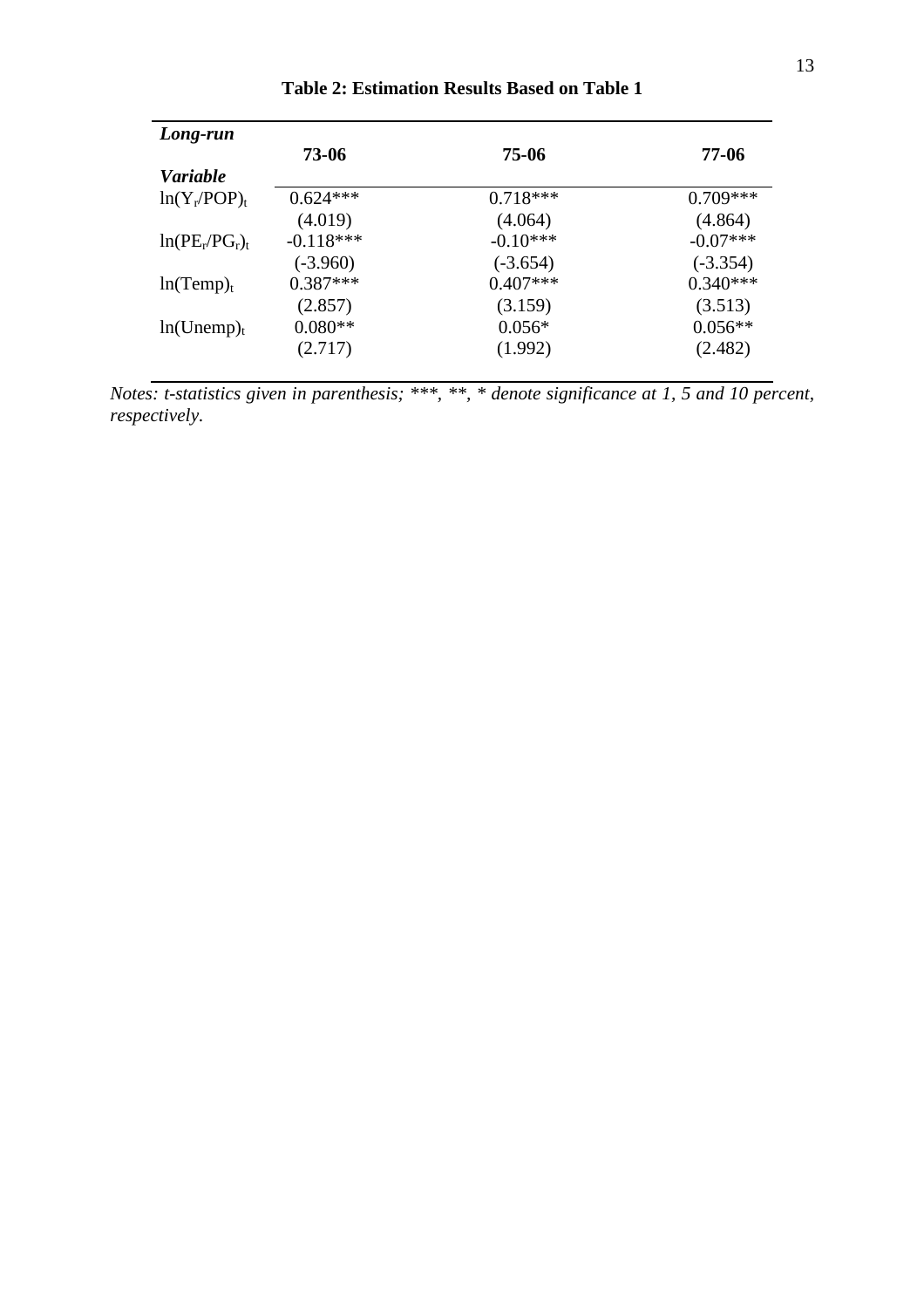**Table 2: Estimation Results Based on Table 1**

| *Long-run* <br> *Variable* | 73-06 | 75-06 | 77-06 |
|---|---|---|---|
| $\ln(Y_r/POP)_t$ | 0.624*** | 0.718*** | 0.709*** |
| | (4.019) | (4.064) | (4.864) |
| $\ln(PE_r/PG_r)_t$ | -0.118*** | -0.10*** | -0.07*** |
| | (-3.960) | (-3.654) | (-3.354) |
| $\ln(Temp)_t$ | 0.387*** | 0.407*** | 0.340*** |
| | (2.857) | (3.159) | (3.513) |
| $\ln(Unemp)_t$ | 0.080** | 0.056* | 0.056** |
| | (2.717) | (1.992) | (2.482) |

*Notes: t-statistics given in parenthesis; ***, **, * denote significance at 1, 5 and 10 percent, respectively.*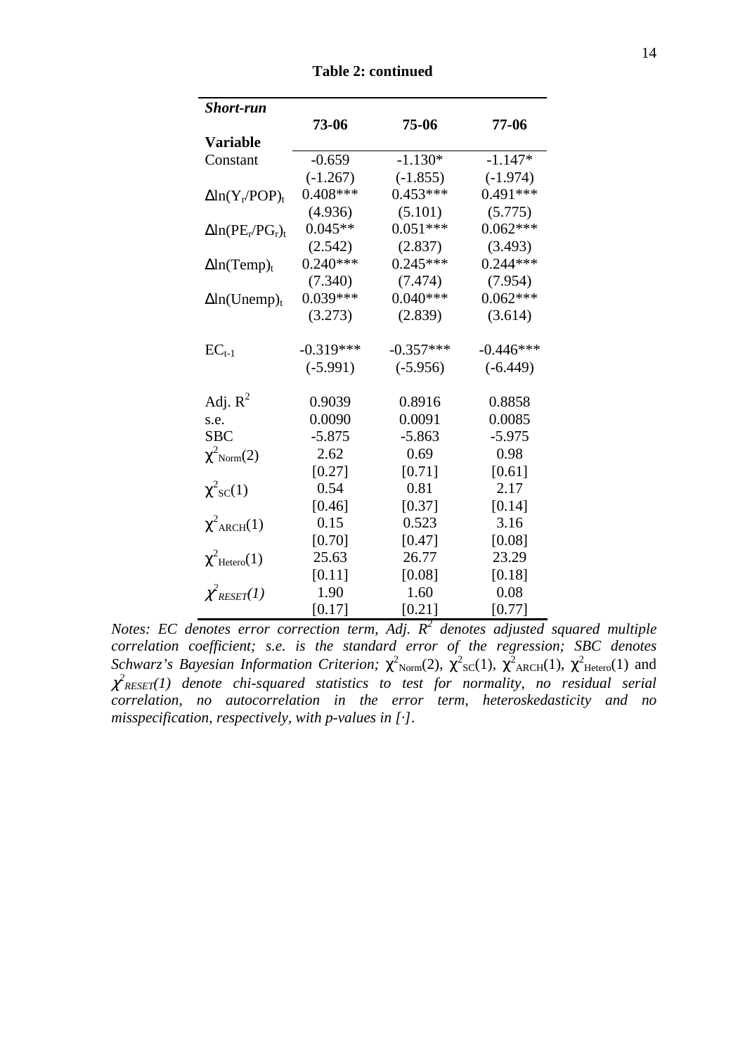**Table 2: continued**

| *Short-run* Variable | 73-06 | 75-06 | 77-06 |
|---|---|---|---|
| Constant | -0.659 | -1.130* | -1.147* |
| | (-1.267) | (-1.855) | (-1.974) |
| $\Delta\ln(Y_r/POP)_t$ | 0.408*** | 0.453*** | 0.491*** |
| | (4.936) | (5.101) | (5.775) |
| $\Delta\ln(PE_r/PG_r)_t$ | 0.045** | 0.051*** | 0.062*** |
| | (2.542) | (2.837) | (3.493) |
| $\Delta\ln(Temp)_t$ | 0.240*** | 0.245*** | 0.244*** |
| | (7.340) | (7.474) | (7.954) |
| $\Delta\ln(Unemp)_t$ | 0.039*** | 0.040*** | 0.062*** |
| | (3.273) | (2.839) | (3.614) |
| $EC_{t-1}$ | -0.319*** | -0.357*** | -0.446*** |
| | (-5.991) | (-5.956) | (-6.449) |
| Adj. $R^2$ | 0.9039 | 0.8916 | 0.8858 |
| s.e. | 0.0090 | 0.0091 | 0.0085 |
| SBC | -5.875 | -5.863 | -5.975 |
| $\chi^2_{Norm}(2)$ | 2.62 | 0.69 | 0.98 |
| | [0.27] | [0.71] | [0.61] |
| $\chi^2_{SC}(1)$ | 0.54 | 0.81 | 2.17 |
| | [0.46] | [0.37] | [0.14] |
| $\chi^2_{ARCH}(1)$ | 0.15 | 0.523 | 3.16 |
| | [0.70] | [0.47] | [0.08] |
| $\chi^2_{Hetero}(1)$ | 25.63 | 26.77 | 23.29 |
| | [0.11] | [0.08] | [0.18] |
| $\chi^2_{RESET}(1)$ | 1.90 | 1.60 | 0.08 |
| | [0.17] | [0.21] | [0.77] |

*Notes: EC denotes error correction term, Adj. $R^2$ denotes adjusted squared multiple correlation coefficient; s.e. is the standard error of the regression; SBC denotes Schwarz's Bayesian Information Criterion;* $\chi^2_{Norm}(2)$, $\chi^2_{SC}(1)$, $\chi^2_{ARCH}(1)$, $\chi^2_{Hetero}(1)$ and *$\chi^2_{RESET}(1)$ denote chi-squared statistics to test for normality, no residual serial correlation, no autocorrelation in the error term, heteroskedasticity and no misspecification, respectively, with p-values in [·].*